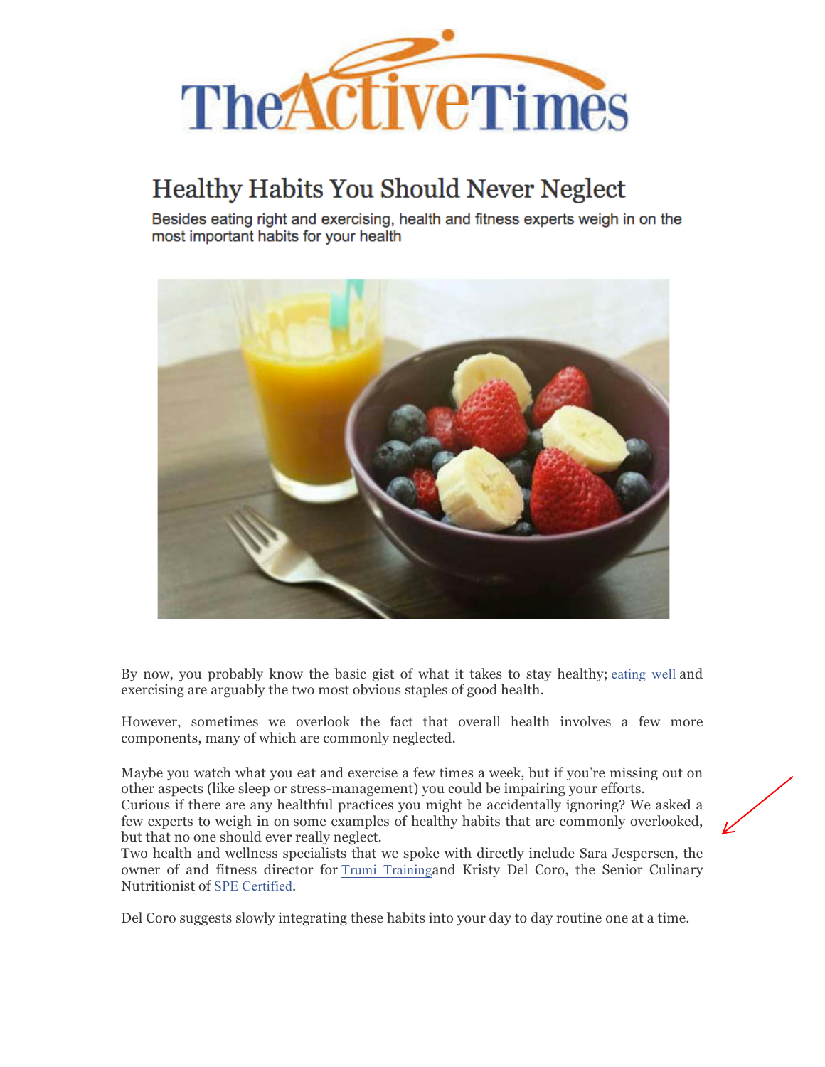# TheActiveTimes

## Healthy Habits You Should Never Neglect

Besides eating right and exercising, health and fitness experts weigh in on the most important habits for your health

By now, you probably know the basic gist of what it takes to stay healthy; eating well and exercising are arguably the two most obvious staples of good health.

However, sometimes we overlook the fact that overall health involves a few more components, many of which are commonly neglected.

Maybe you watch what you eat and exercise a few times a week, but if you're missing out on other aspects (like sleep or stress-management) you could be impairing your efforts.
Curious if there are any healthful practices you might be accidentally ignoring? We asked a few experts to weigh in on some examples of healthy habits that are commonly overlooked, but that no one should ever really neglect.
Two health and wellness specialists that we spoke with directly include Sara Jespersen, the owner of and fitness director for Trumi Trainingand Kristy Del Coro, the Senior Culinary Nutritionist of SPE Certified.

Del Coro suggests slowly integrating these habits into your day to day routine one at a time.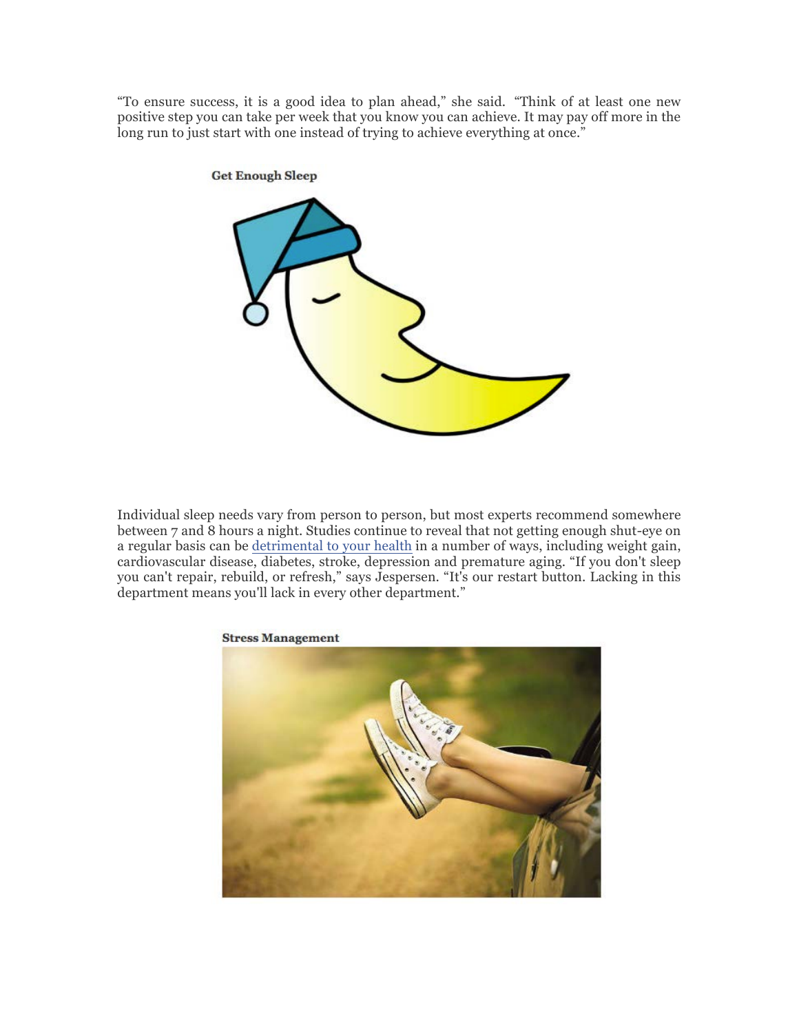"To ensure success, it is a good idea to plan ahead," she said. "Think of at least one new positive step you can take per week that you know you can achieve. It may pay off more in the long run to just start with one instead of trying to achieve everything at once."

**Get Enough Sleep**

Individual sleep needs vary from person to person, but most experts recommend somewhere between 7 and 8 hours a night. Studies continue to reveal that not getting enough shut-eye on a regular basis can be detrimental to your health in a number of ways, including weight gain, cardiovascular disease, diabetes, stroke, depression and premature aging. "If you don't sleep you can't repair, rebuild, or refresh," says Jespersen. "It's our restart button. Lacking in this department means you'll lack in every other department."

**Stress Management**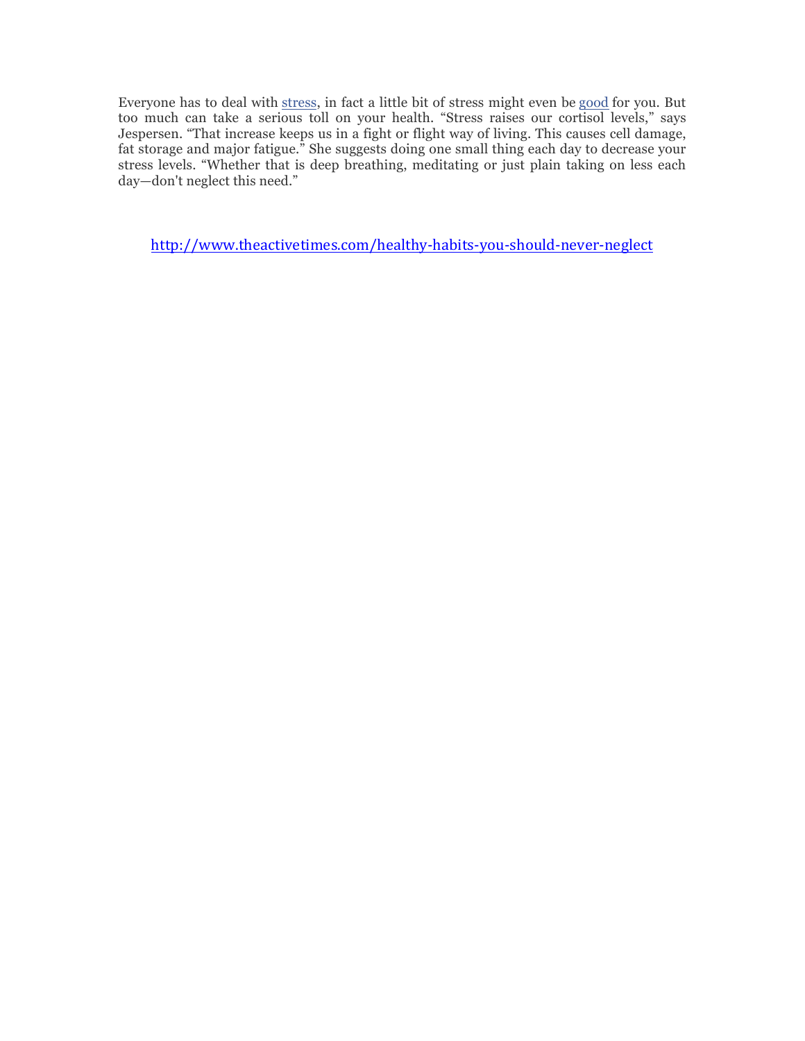Everyone has to deal with stress, in fact a little bit of stress might even be good for you. But too much can take a serious toll on your health. “Stress raises our cortisol levels,” says Jespersen. “That increase keeps us in a fight or flight way of living. This causes cell damage, fat storage and major fatigue.” She suggests doing one small thing each day to decrease your stress levels. “Whether that is deep breathing, meditating or just plain taking on less each day—don't neglect this need.”

http://www.theactivetimes.com/healthy-habits-you-should-never-neglect